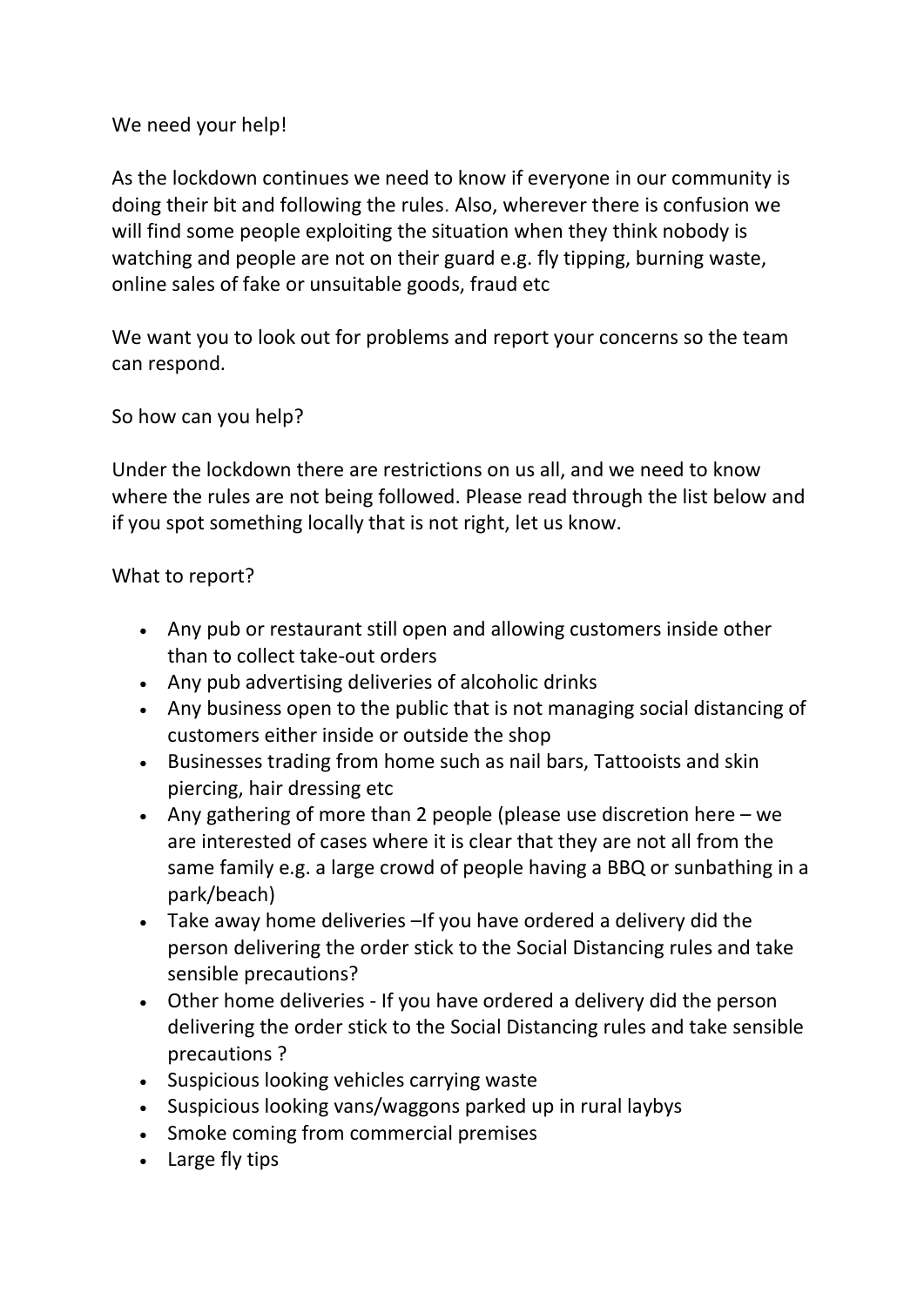We need your help!

As the lockdown continues we need to know if everyone in our community is doing their bit and following the rules. Also, wherever there is confusion we will find some people exploiting the situation when they think nobody is watching and people are not on their guard e.g. fly tipping, burning waste, online sales of fake or unsuitable goods, fraud etc

We want you to look out for problems and report your concerns so the team can respond.

So how can you help?

Under the lockdown there are restrictions on us all, and we need to know where the rules are not being followed. Please read through the list below and if you spot something locally that is not right, let us know.

What to report?

- Any pub or restaurant still open and allowing customers inside other than to collect take-out orders
- Any pub advertising deliveries of alcoholic drinks
- Any business open to the public that is not managing social distancing of customers either inside or outside the shop
- Businesses trading from home such as nail bars, Tattooists and skin piercing, hair dressing etc
- Any gathering of more than 2 people (please use discretion here – we are interested of cases where it is clear that they are not all from the same family e.g. a large crowd of people having a BBQ or sunbathing in a park/beach)
- Take away home deliveries –If you have ordered a delivery did the person delivering the order stick to the Social Distancing rules and take sensible precautions?
- Other home deliveries - If you have ordered a delivery did the person delivering the order stick to the Social Distancing rules and take sensible precautions ?
- Suspicious looking vehicles carrying waste
- Suspicious looking vans/waggons parked up in rural laybys
- Smoke coming from commercial premises
- Large fly tips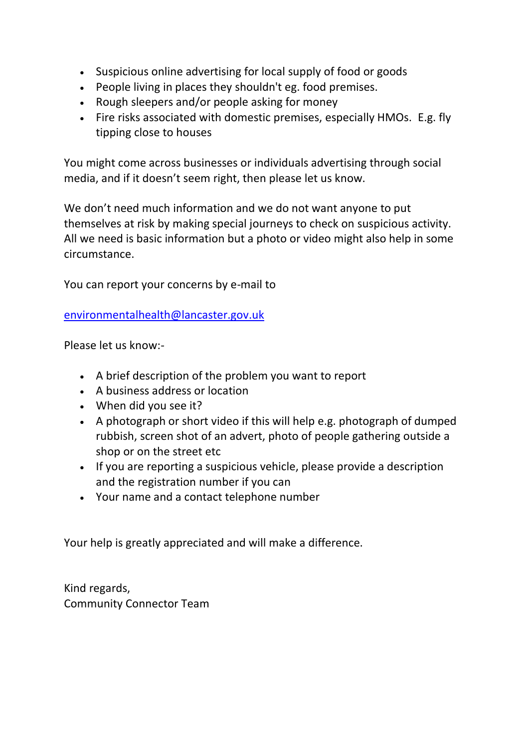- Suspicious online advertising for local supply of food or goods
- People living in places they shouldn't eg. food premises.
- Rough sleepers and/or people asking for money
- Fire risks associated with domestic premises, especially HMOs. E.g. fly tipping close to houses

You might come across businesses or individuals advertising through social media, and if it doesn't seem right, then please let us know.

We don't need much information and we do not want anyone to put themselves at risk by making special journeys to check on suspicious activity. All we need is basic information but a photo or video might also help in some circumstance.

You can report your concerns by e-mail to

environmentalhealth@lancaster.gov.uk

Please let us know:-

- A brief description of the problem you want to report
- A business address or location
- When did you see it?
- A photograph or short video if this will help e.g. photograph of dumped rubbish, screen shot of an advert, photo of people gathering outside a shop or on the street etc
- If you are reporting a suspicious vehicle, please provide a description and the registration number if you can
- Your name and a contact telephone number

Your help is greatly appreciated and will make a difference.

Kind regards,
Community Connector Team